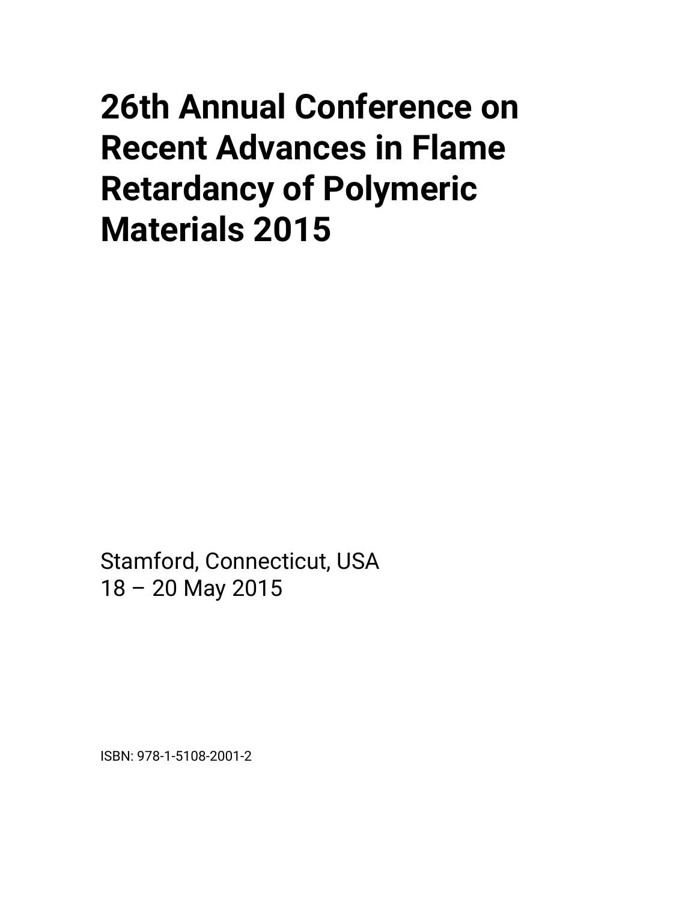# 26th Annual Conference on Recent Advances in Flame Retardancy of Polymeric Materials 2015

Stamford, Connecticut, USA
18 – 20 May 2015

ISBN: 978-1-5108-2001-2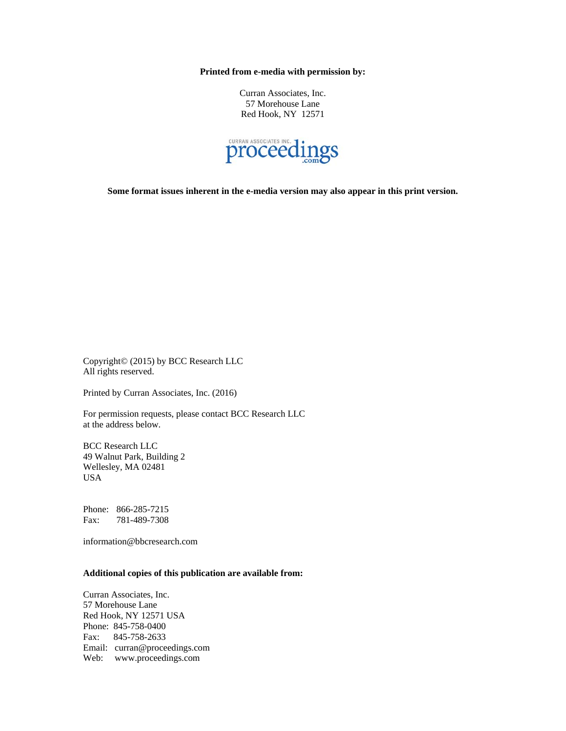**Printed from e-media with permission by:**

Curran Associates, Inc.
57 Morehouse Lane
Red Hook, NY 12571

**Some format issues inherent in the e-media version may also appear in this print version.**

Copyright© (2015) by BCC Research LLC
All rights reserved.

Printed by Curran Associates, Inc. (2016)

For permission requests, please contact BCC Research LLC
at the address below.

BCC Research LLC
49 Walnut Park, Building 2
Wellesley, MA 02481
USA

Phone: 866-285-7215
Fax: 781-489-7308

information@bbcresearch.com

**Additional copies of this publication are available from:**

Curran Associates, Inc.
57 Morehouse Lane
Red Hook, NY 12571 USA
Phone: 845-758-0400
Fax: 845-758-2633
Email: curran@proceedings.com
Web: www.proceedings.com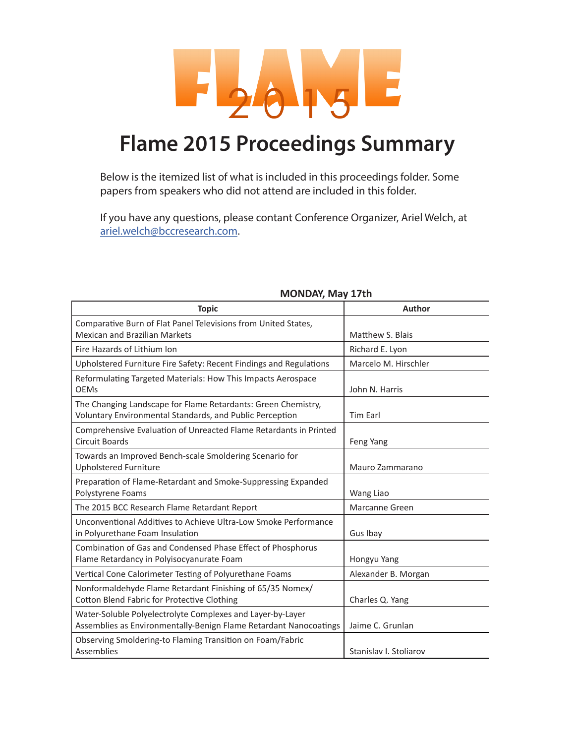FLAME 2015

# Flame 2015 Proceedings Summary

Below is the itemized list of what is included in this proceedings folder. Some papers from speakers who did not attend are included in this folder.

If you have any questions, please contant Conference Organizer, Ariel Welch, at ariel.welch@bccresearch.com.

**MONDAY, May 17th**

| Topic | Author |
|---|---|
| Comparative Burn of Flat Panel Televisions from United States, Mexican and Brazilian Markets | Matthew S. Blais |
| Fire Hazards of Lithium Ion | Richard E. Lyon |
| Upholstered Furniture Fire Safety: Recent Findings and Regulations | Marcelo M. Hirschler |
| Reformulating Targeted Materials: How This Impacts Aerospace OEMs | John N. Harris |
| The Changing Landscape for Flame Retardants: Green Chemistry, Voluntary Environmental Standards, and Public Perception | Tim Earl |
| Comprehensive Evaluation of Unreacted Flame Retardants in Printed Circuit Boards | Feng Yang |
| Towards an Improved Bench-scale Smoldering Scenario for Upholstered Furniture | Mauro Zammarano |
| Preparation of Flame-Retardant and Smoke-Suppressing Expanded Polystyrene Foams | Wang Liao |
| The 2015 BCC Research Flame Retardant Report | Marcanne Green |
| Unconventional Additives to Achieve Ultra-Low Smoke Performance in Polyurethane Foam Insulation | Gus Ibay |
| Combination of Gas and Condensed Phase Effect of Phosphorus Flame Retardancy in Polyisocyanurate Foam | Hongyu Yang |
| Vertical Cone Calorimeter Testing of Polyurethane Foams | Alexander B. Morgan |
| Nonformaldehyde Flame Retardant Finishing of 65/35 Nomex/ Cotton Blend Fabric for Protective Clothing | Charles Q. Yang |
| Water-Soluble Polyelectrolyte Complexes and Layer-by-Layer Assemblies as Environmentally-Benign Flame Retardant Nanocoatings | Jaime C. Grunlan |
| Observing Smoldering-to Flaming Transition on Foam/Fabric Assemblies | Stanislav I. Stoliarov |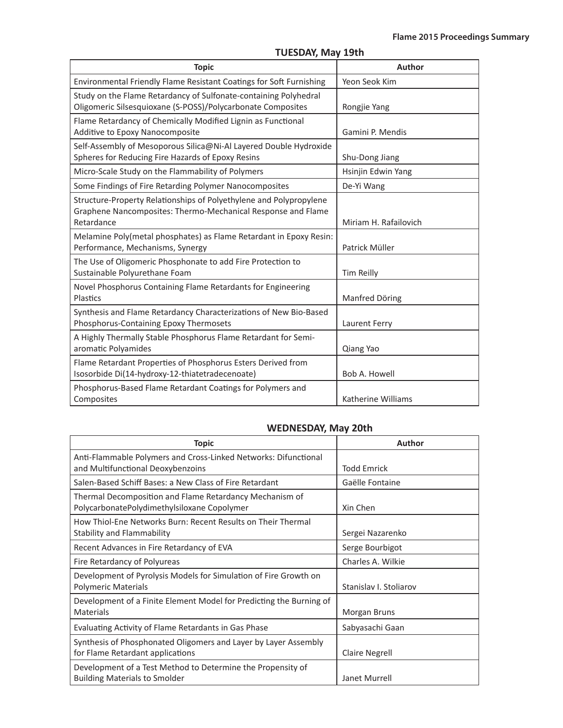## TUESDAY, May 19th

| Topic | Author |
| --- | --- |
| Environmental Friendly Flame Resistant Coatings for Soft Furnishing | Yeon Seok Kim |
| Study on the Flame Retardancy of Sulfonate-containing Polyhedral Oligomeric Silsesquioxane (S-POSS)/Polycarbonate Composites | Rongjie Yang |
| Flame Retardancy of Chemically Modified Lignin as Functional Additive to Epoxy Nanocomposite | Gamini P. Mendis |
| Self-Assembly of Mesoporous Silica@Ni-Al Layered Double Hydroxide Spheres for Reducing Fire Hazards of Epoxy Resins | Shu-Dong Jiang |
| Micro-Scale Study on the Flammability of Polymers | Hsinjin Edwin Yang |
| Some Findings of Fire Retarding Polymer Nanocomposites | De-Yi Wang |
| Structure-Property Relationships of Polyethylene and Polypropylene Graphene Nancomposites: Thermo-Mechanical Response and Flame Retardance | Miriam H. Rafailovich |
| Melamine Poly(metal phosphates) as Flame Retardant in Epoxy Resin: Performance, Mechanisms, Synergy | Patrick Müller |
| The Use of Oligomeric Phosphonate to add Fire Protection to Sustainable Polyurethane Foam | Tim Reilly |
| Novel Phosphorus Containing Flame Retardants for Engineering Plastics | Manfred Döring |
| Synthesis and Flame Retardancy Characterizations of New Bio-Based Phosphorus-Containing Epoxy Thermosets | Laurent Ferry |
| A Highly Thermally Stable Phosphorus Flame Retardant for Semi-aromatic Polyamides | Qiang Yao |
| Flame Retardant Properties of Phosphorus Esters Derived from Isosorbide Di(14-hydroxy-12-thiatetradecenoate) | Bob A. Howell |
| Phosphorus-Based Flame Retardant Coatings for Polymers and Composites | Katherine Williams |

## WEDNESDAY, May 20th

| Topic | Author |
| --- | --- |
| Anti-Flammable Polymers and Cross-Linked Networks: Difunctional and Multifunctional Deoxybenzoins | Todd Emrick |
| Salen-Based Schiff Bases: a New Class of Fire Retardant | Gaëlle Fontaine |
| Thermal Decomposition and Flame Retardancy Mechanism of PolycarbonatePolydimethylsiloxane Copolymer | Xin Chen |
| How Thiol-Ene Networks Burn: Recent Results on Their Thermal Stability and Flammability | Sergei Nazarenko |
| Recent Advances in Fire Retardancy of EVA | Serge Bourbigot |
| Fire Retardancy of Polyureas | Charles A. Wilkie |
| Development of Pyrolysis Models for Simulation of Fire Growth on Polymeric Materials | Stanislav I. Stoliarov |
| Development of a Finite Element Model for Predicting the Burning of Materials | Morgan Bruns |
| Evaluating Activity of Flame Retardants in Gas Phase | Sabyasachi Gaan |
| Synthesis of Phosphonated Oligomers and Layer by Layer Assembly for Flame Retardant applications | Claire Negrell |
| Development of a Test Method to Determine the Propensity of Building Materials to Smolder | Janet Murrell |